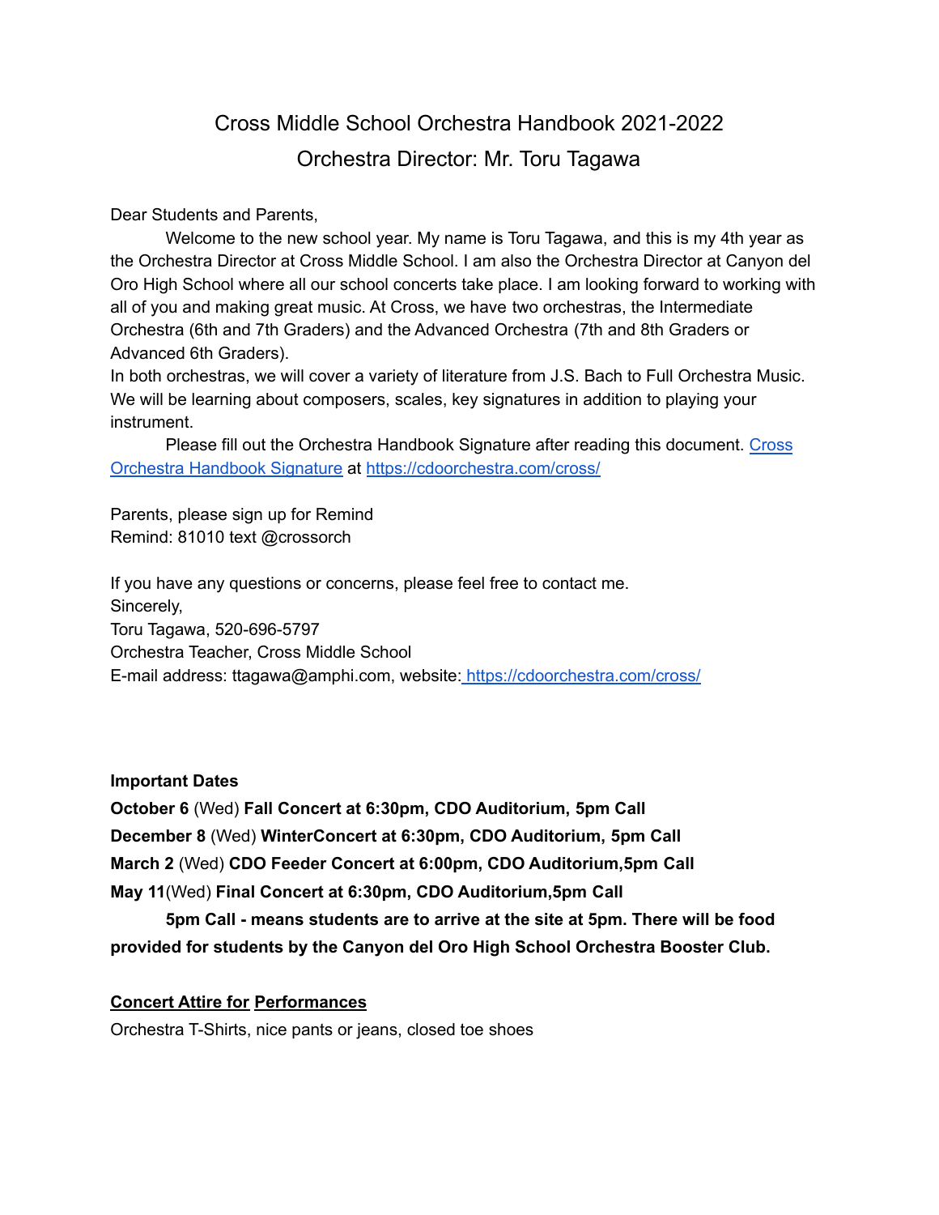# Cross Middle School Orchestra Handbook 2021-2022

## Orchestra Director: Mr. Toru Tagawa

Dear Students and Parents,

Welcome to the new school year. My name is Toru Tagawa, and this is my 4th year as the Orchestra Director at Cross Middle School. I am also the Orchestra Director at Canyon del Oro High School where all our school concerts take place. I am looking forward to working with all of you and making great music. At Cross, we have two orchestras, the Intermediate Orchestra (6th and 7th Graders) and the Advanced Orchestra (7th and 8th Graders or Advanced 6th Graders).

In both orchestras, we will cover a variety of literature from J.S. Bach to Full Orchestra Music. We will be learning about composers, scales, key signatures in addition to playing your instrument.

Please fill out the Orchestra Handbook Signature after reading this document. Cross Orchestra Handbook Signature at https://cdoorchestra.com/cross/

Parents, please sign up for Remind
Remind: 81010 text @crossorch

If you have any questions or concerns, please feel free to contact me.
Sincerely,
Toru Tagawa, 520-696-5797
Orchestra Teacher, Cross Middle School
E-mail address: ttagawa@amphi.com, website: https://cdoorchestra.com/cross/

**Important Dates**

**October 6** (Wed) **Fall Concert at 6:30pm, CDO Auditorium, 5pm Call**

**December 8** (Wed) **WinterConcert at 6:30pm, CDO Auditorium, 5pm Call**

**March 2** (Wed) **CDO Feeder Concert at 6:00pm, CDO Auditorium,5pm Call**

**May 11**(Wed) **Final Concert at 6:30pm, CDO Auditorium,5pm Call**

**5pm Call - means students are to arrive at the site at 5pm. There will be food provided for students by the Canyon del Oro High School Orchestra Booster Club.**

**Concert Attire for Performances**

Orchestra T-Shirts, nice pants or jeans, closed toe shoes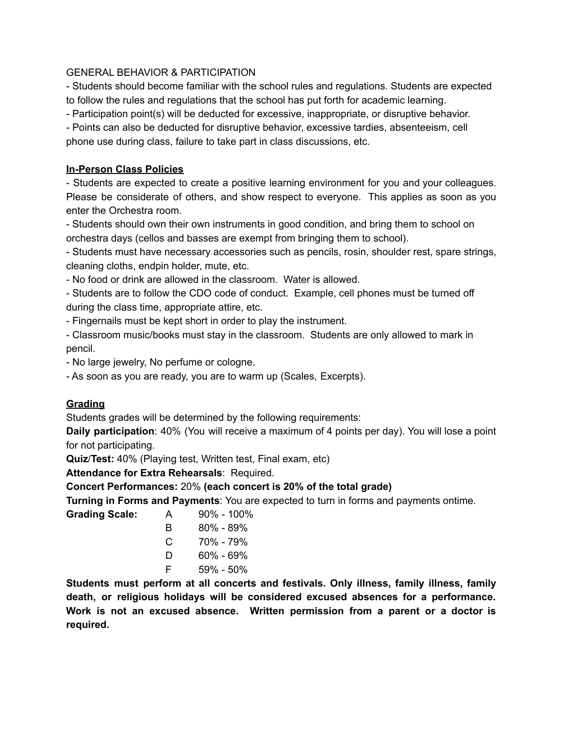GENERAL BEHAVIOR & PARTICIPATION

- Students should become familiar with the school rules and regulations. Students are expected to follow the rules and regulations that the school has put forth for academic learning.
- Participation point(s) will be deducted for excessive, inappropriate, or disruptive behavior.
- Points can also be deducted for disruptive behavior, excessive tardies, absenteeism, cell phone use during class, failure to take part in class discussions, etc.

**<u>In-Person Class Policies</u>**

- Students are expected to create a positive learning environment for you and your colleagues. Please be considerate of others, and show respect to everyone. This applies as soon as you enter the Orchestra room.
- Students should own their own instruments in good condition, and bring them to school on orchestra days (cellos and basses are exempt from bringing them to school).
- Students must have necessary accessories such as pencils, rosin, shoulder rest, spare strings, cleaning cloths, endpin holder, mute, etc.
- No food or drink are allowed in the classroom. Water is allowed.
- Students are to follow the CDO code of conduct. Example, cell phones must be turned off during the class time, appropriate attire, etc.
- Fingernails must be kept short in order to play the instrument.
- Classroom music/books must stay in the classroom. Students are only allowed to mark in pencil.
- No large jewelry, No perfume or cologne.
- As soon as you are ready, you are to warm up (Scales, Excerpts).

**<u>Grading</u>**

Students grades will be determined by the following requirements:

**Daily participation**: 40% (You will receive a maximum of 4 points per day). You will lose a point for not participating.

**Quiz**/**Test:** 40% (Playing test, Written test, Final exam, etc)

**Attendance for Extra Rehearsals**: Required.

**Concert Performances:** 20% **(each concert is 20% of the total grade)**

**Turning in Forms and Payments**: You are expected to turn in forms and payments ontime.

| | | |
|---|---|---|
| **Grading Scale:** | A | 90% - 100% |
| | B | 80% - 89% |
| | C | 70% - 79% |
| | D | 60% - 69% |
| | F | 59% - 50% |

**Students must perform at all concerts and festivals. Only illness, family illness, family death, or religious holidays will be considered excused absences for a performance. Work is not an excused absence. Written permission from a parent or a doctor is required.**